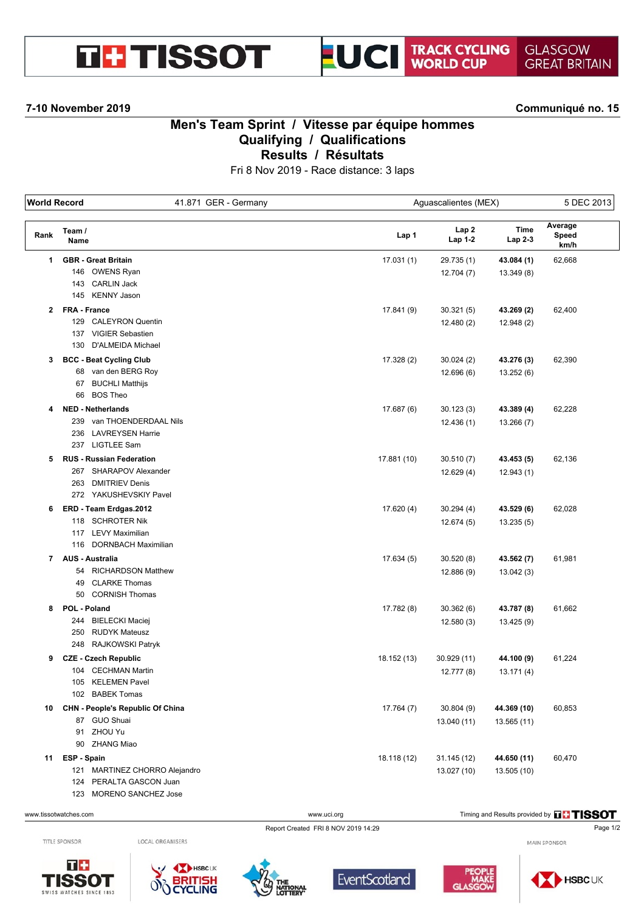TISSOT | UCI TRACK CYCLING WORLD CUP | GLASGOW GREAT BRITAIN

**7-10 November 2019** — **Communiqué no. 15**

# Men's Team Sprint / Vitesse par équipe hommes
## Qualifying / Qualifications
## Results / Résultats

Fri 8 Nov 2019 - Race distance: 3 laps

| World Record | 41.871 GER - Germany | Aguascalientes (MEX) | 5 DEC 2013 |
|---|---|---|---|

| Rank | Team / Name | Lap 1 | Lap 2 / Lap 1-2 | Time / Lap 2-3 | Average Speed km/h |
|---|---|---|---|---|---|
| 1 | **GBR - Great Britain** | 17.031 (1) | 29.735 (1) | **43.084 (1)** | 62,668 |
| | 146 OWENS Ryan | | 12.704 (7) | 13.349 (8) | |
| | 143 CARLIN Jack | | | | |
| | 145 KENNY Jason | | | | |
| 2 | **FRA - France** | 17.841 (9) | 30.321 (5) | **43.269 (2)** | 62,400 |
| | 129 CALEYRON Quentin | | 12.480 (2) | 12.948 (2) | |
| | 137 VIGIER Sebastien | | | | |
| | 130 D'ALMEIDA Michael | | | | |
| 3 | **BCC - Beat Cycling Club** | 17.328 (2) | 30.024 (2) | **43.276 (3)** | 62,390 |
| | 68 van den BERG Roy | | 12.696 (6) | 13.252 (6) | |
| | 67 BUCHLI Matthijs | | | | |
| | 66 BOS Theo | | | | |
| 4 | **NED - Netherlands** | 17.687 (6) | 30.123 (3) | **43.389 (4)** | 62,228 |
| | 239 van THOENDERDAAL Nils | | 12.436 (1) | 13.266 (7) | |
| | 236 LAVREYSEN Harrie | | | | |
| | 237 LIGTLEE Sam | | | | |
| 5 | **RUS - Russian Federation** | 17.881 (10) | 30.510 (7) | **43.453 (5)** | 62,136 |
| | 267 SHARAPOV Alexander | | 12.629 (4) | 12.943 (1) | |
| | 263 DMITRIEV Denis | | | | |
| | 272 YAKUSHEVSKIY Pavel | | | | |
| 6 | **ERD - Team Erdgas.2012** | 17.620 (4) | 30.294 (4) | **43.529 (6)** | 62,028 |
| | 118 SCHROTER Nik | | 12.674 (5) | 13.235 (5) | |
| | 117 LEVY Maximilian | | | | |
| | 116 DORNBACH Maximilian | | | | |
| 7 | **AUS - Australia** | 17.634 (5) | 30.520 (8) | **43.562 (7)** | 61,981 |
| | 54 RICHARDSON Matthew | | 12.886 (9) | 13.042 (3) | |
| | 49 CLARKE Thomas | | | | |
| | 50 CORNISH Thomas | | | | |
| 8 | **POL - Poland** | 17.782 (8) | 30.362 (6) | **43.787 (8)** | 61,662 |
| | 244 BIELECKI Maciej | | 12.580 (3) | 13.425 (9) | |
| | 250 RUDYK Mateusz | | | | |
| | 248 RAJKOWSKI Patryk | | | | |
| 9 | **CZE - Czech Republic** | 18.152 (13) | 30.929 (11) | **44.100 (9)** | 61,224 |
| | 104 CECHMAN Martin | | 12.777 (8) | 13.171 (4) | |
| | 105 KELEMEN Pavel | | | | |
| | 102 BABEK Tomas | | | | |
| 10 | **CHN - People's Republic Of China** | 17.764 (7) | 30.804 (9) | **44.369 (10)** | 60,853 |
| | 87 GUO Shuai | | 13.040 (11) | 13.565 (11) | |
| | 91 ZHOU Yu | | | | |
| | 90 ZHANG Miao | | | | |
| 11 | **ESP - Spain** | 18.118 (12) | 31.145 (12) | **44.650 (11)** | 60,470 |
| | 121 MARTINEZ CHORRO Alejandro | | 13.027 (10) | 13.505 (10) | |
| | 124 PERALTA GASCON Juan | | | | |
| | 123 MORENO SANCHEZ Jose | | | | |

www.tissotwatches.com — www.uci.org — Timing and Results provided by TISSOT

Report Created FRI 8 NOV 2019 14:29

TITLE SPONSOR: TISSOT — LOCAL ORGANISERS: HSBC UK British Cycling, The National Lottery, EventScotland, People Make Glasgow — MAIN SPONSOR: HSBC UK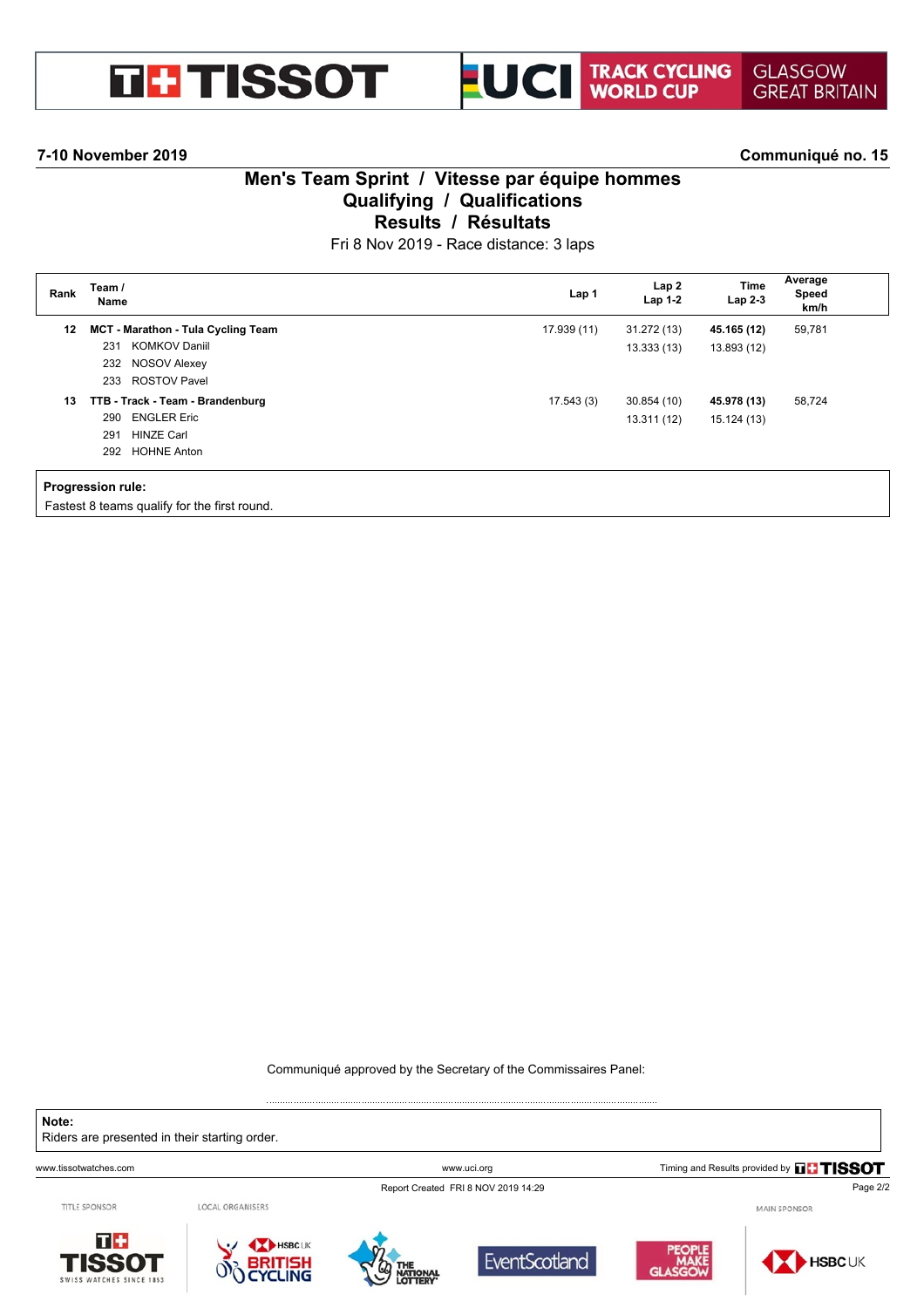**7-10 November 2019** **Communiqué no. 15**

## Men's Team Sprint / Vitesse par équipe hommes
## Qualifying / Qualifications
## Results / Résultats

Fri 8 Nov 2019 - Race distance: 3 laps

| Rank | Team / Name | Lap 1 | Lap 2 / Lap 1-2 | Time / Lap 2-3 | Average Speed km/h |
|---|---|---|---|---|---|
| 12 | **MCT - Marathon - Tula Cycling Team** | 17.939 (11) | 31.272 (13) | **45.165 (12)** | 59,781 |
| | 231 KOMKOV Daniil | | 13.333 (13) | 13.893 (12) | |
| | 232 NOSOV Alexey | | | | |
| | 233 ROSTOV Pavel | | | | |
| 13 | **TTB - Track - Team - Brandenburg** | 17.543 (3) | 30.854 (10) | **45.978 (13)** | 58,724 |
| | 290 ENGLER Eric | | 13.311 (12) | 15.124 (13) | |
| | 291 HINZE Carl | | | | |
| | 292 HOHNE Anton | | | | |

**Progression rule:**
Fastest 8 teams qualify for the first round.

Communiqué approved by the Secretary of the Commissaires Panel:

**Note:**
Riders are presented in their starting order.

www.tissotwatches.com www.uci.org Timing and Results provided by TISSOT

Report Created FRI 8 NOV 2019 14:29